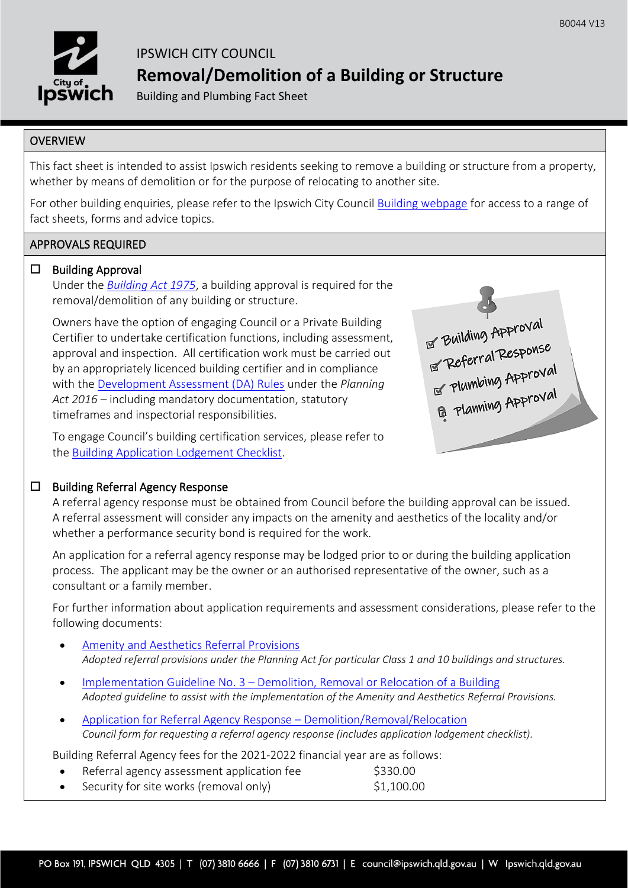B0044 V13

IPSWICH CITY COUNCIL

# Removal/Demolition of a Building or Structure

Building and Plumbing Fact Sheet

## OVERVIEW

This fact sheet is intended to assist Ipswich residents seeking to remove a building or structure from a property, whether by means of demolition or for the purpose of relocating to another site.

For other building enquiries, please refer to the Ipswich City Council Building webpage for access to a range of fact sheets, forms and advice topics.

## APPROVALS REQUIRED

☐ **Building Approval**

Under the *Building Act 1975*, a building approval is required for the removal/demolition of any building or structure.

Owners have the option of engaging Council or a Private Building Certifier to undertake certification functions, including assessment, approval and inspection. All certification work must be carried out by an appropriately licenced building certifier and in compliance with the Development Assessment (DA) Rules under the *Planning Act 2016* – including mandatory documentation, statutory timeframes and inspectorial responsibilities.

To engage Council's building certification services, please refer to the Building Application Lodgement Checklist.

☐ **Building Referral Agency Response**

A referral agency response must be obtained from Council before the building approval can be issued. A referral assessment will consider any impacts on the amenity and aesthetics of the locality and/or whether a performance security bond is required for the work.

An application for a referral agency response may be lodged prior to or during the building application process. The applicant may be the owner or an authorised representative of the owner, such as a consultant or a family member.

For further information about application requirements and assessment considerations, please refer to the following documents:

- Amenity and Aesthetics Referral Provisions
  *Adopted referral provisions under the Planning Act for particular Class 1 and 10 buildings and structures.*
- Implementation Guideline No. 3 – Demolition, Removal or Relocation of a Building
  *Adopted guideline to assist with the implementation of the Amenity and Aesthetics Referral Provisions.*
- Application for Referral Agency Response – Demolition/Removal/Relocation
  *Council form for requesting a referral agency response (includes application lodgement checklist).*

Building Referral Agency fees for the 2021-2022 financial year are as follows:

- Referral agency assessment application fee — $330.00
- Security for site works (removal only) — $1,100.00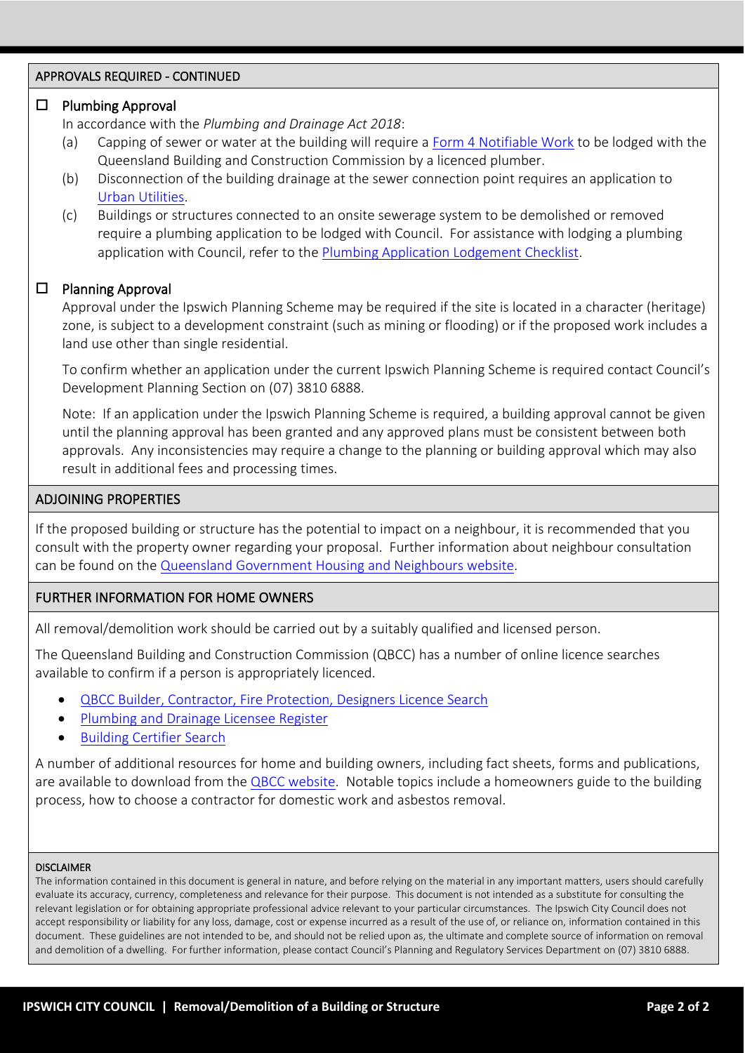## APPROVALS REQUIRED - CONTINUED

☐ **Plumbing Approval**

In accordance with the *Plumbing and Drainage Act 2018*:

(a) Capping of sewer or water at the building will require a Form 4 Notifiable Work to be lodged with the Queensland Building and Construction Commission by a licenced plumber.

(b) Disconnection of the building drainage at the sewer connection point requires an application to Urban Utilities.

(c) Buildings or structures connected to an onsite sewerage system to be demolished or removed require a plumbing application to be lodged with Council. For assistance with lodging a plumbing application with Council, refer to the Plumbing Application Lodgement Checklist.

☐ **Planning Approval**

Approval under the Ipswich Planning Scheme may be required if the site is located in a character (heritage) zone, is subject to a development constraint (such as mining or flooding) or if the proposed work includes a land use other than single residential.

To confirm whether an application under the current Ipswich Planning Scheme is required contact Council's Development Planning Section on (07) 3810 6888.

Note: If an application under the Ipswich Planning Scheme is required, a building approval cannot be given until the planning approval has been granted and any approved plans must be consistent between both approvals. Any inconsistencies may require a change to the planning or building approval which may also result in additional fees and processing times.

## ADJOINING PROPERTIES

If the proposed building or structure has the potential to impact on a neighbour, it is recommended that you consult with the property owner regarding your proposal. Further information about neighbour consultation can be found on the Queensland Government Housing and Neighbours website.

## FURTHER INFORMATION FOR HOME OWNERS

All removal/demolition work should be carried out by a suitably qualified and licensed person.

The Queensland Building and Construction Commission (QBCC) has a number of online licence searches available to confirm if a person is appropriately licenced.

- QBCC Builder, Contractor, Fire Protection, Designers Licence Search
- Plumbing and Drainage Licensee Register
- Building Certifier Search

A number of additional resources for home and building owners, including fact sheets, forms and publications, are available to download from the QBCC website. Notable topics include a homeowners guide to the building process, how to choose a contractor for domestic work and asbestos removal.

**DISCLAIMER**

The information contained in this document is general in nature, and before relying on the material in any important matters, users should carefully evaluate its accuracy, currency, completeness and relevance for their purpose. This document is not intended as a substitute for consulting the relevant legislation or for obtaining appropriate professional advice relevant to your particular circumstances. The Ipswich City Council does not accept responsibility or liability for any loss, damage, cost or expense incurred as a result of the use of, or reliance on, information contained in this document. These guidelines are not intended to be, and should not be relied upon as, the ultimate and complete source of information on removal and demolition of a dwelling. For further information, please contact Council's Planning and Regulatory Services Department on (07) 3810 6888.